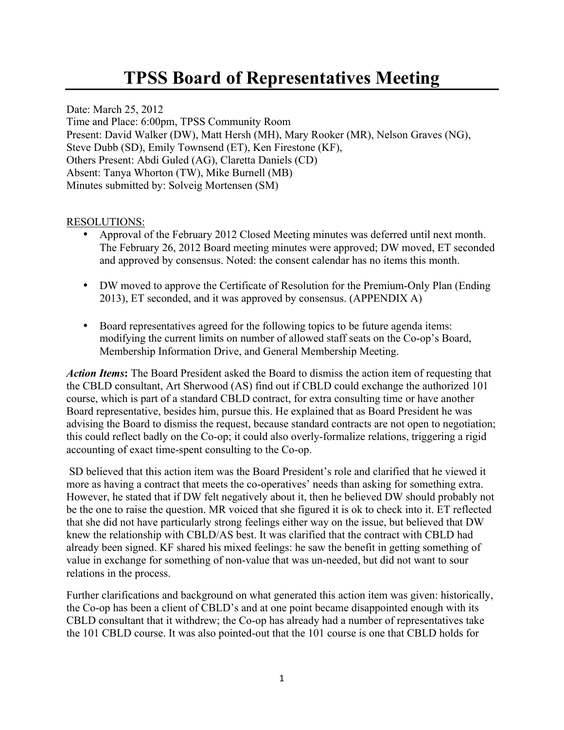# TPSS Board of Representatives Meeting

Date: March 25, 2012
Time and Place: 6:00pm, TPSS Community Room
Present: David Walker (DW), Matt Hersh (MH), Mary Rooker (MR), Nelson Graves (NG), Steve Dubb (SD), Emily Townsend (ET), Ken Firestone (KF),
Others Present: Abdi Guled (AG), Claretta Daniels (CD)
Absent: Tanya Whorton (TW), Mike Burnell (MB)
Minutes submitted by: Solveig Mortensen (SM)

RESOLUTIONS:

- Approval of the February 2012 Closed Meeting minutes was deferred until next month. The February 26, 2012 Board meeting minutes were approved; DW moved, ET seconded and approved by consensus. Noted: the consent calendar has no items this month.
- DW moved to approve the Certificate of Resolution for the Premium-Only Plan (Ending 2013), ET seconded, and it was approved by consensus. (APPENDIX A)
- Board representatives agreed for the following topics to be future agenda items: modifying the current limits on number of allowed staff seats on the Co-op's Board, Membership Information Drive, and General Membership Meeting.

***Action Items*:** The Board President asked the Board to dismiss the action item of requesting that the CBLD consultant, Art Sherwood (AS) find out if CBLD could exchange the authorized 101 course, which is part of a standard CBLD contract, for extra consulting time or have another Board representative, besides him, pursue this. He explained that as Board President he was advising the Board to dismiss the request, because standard contracts are not open to negotiation; this could reflect badly on the Co-op; it could also overly-formalize relations, triggering a rigid accounting of exact time-spent consulting to the Co-op.

SD believed that this action item was the Board President's role and clarified that he viewed it more as having a contract that meets the co-operatives' needs than asking for something extra. However, he stated that if DW felt negatively about it, then he believed DW should probably not be the one to raise the question. MR voiced that she figured it is ok to check into it. ET reflected that she did not have particularly strong feelings either way on the issue, but believed that DW knew the relationship with CBLD/AS best. It was clarified that the contract with CBLD had already been signed. KF shared his mixed feelings: he saw the benefit in getting something of value in exchange for something of non-value that was un-needed, but did not want to sour relations in the process.

Further clarifications and background on what generated this action item was given: historically, the Co-op has been a client of CBLD's and at one point became disappointed enough with its CBLD consultant that it withdrew; the Co-op has already had a number of representatives take the 101 CBLD course. It was also pointed-out that the 101 course is one that CBLD holds for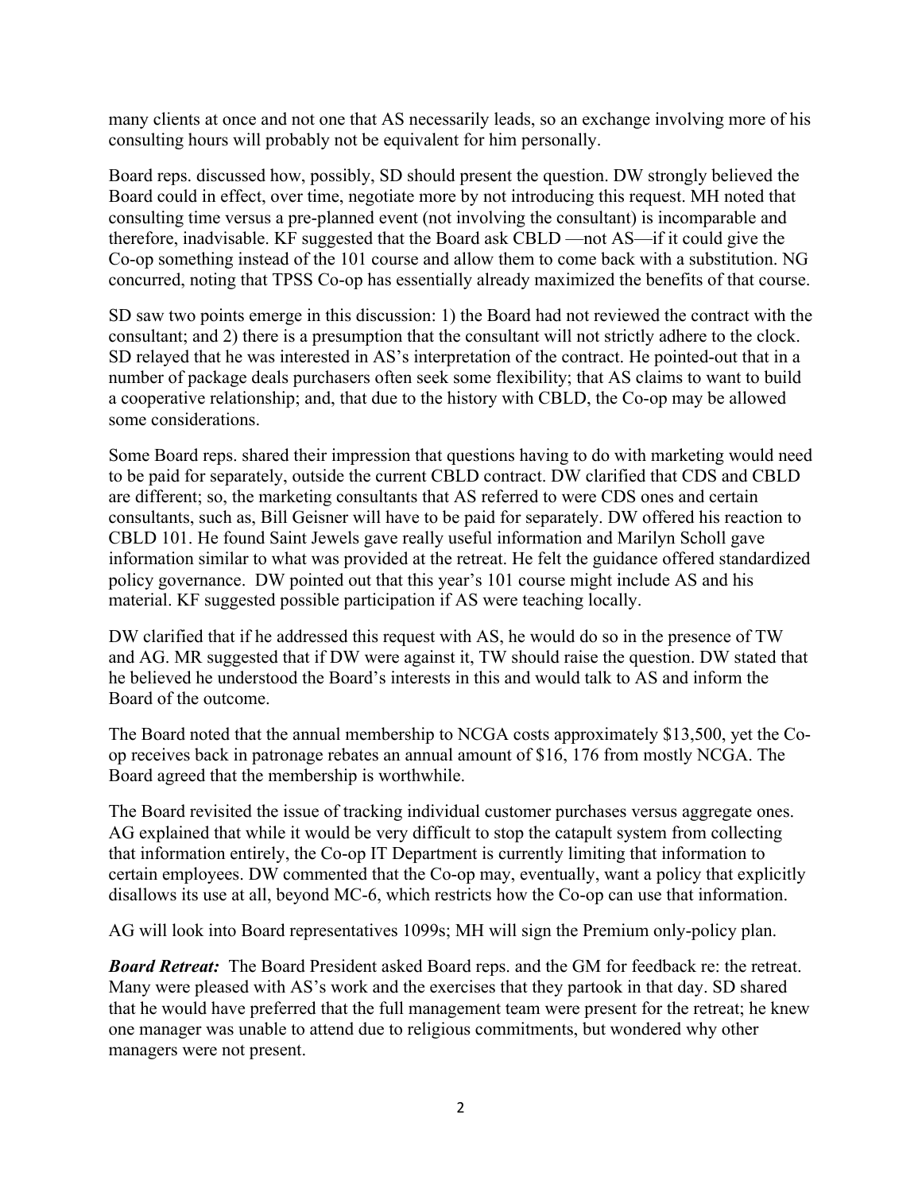many clients at once and not one that AS necessarily leads, so an exchange involving more of his consulting hours will probably not be equivalent for him personally.

Board reps. discussed how, possibly, SD should present the question. DW strongly believed the Board could in effect, over time, negotiate more by not introducing this request. MH noted that consulting time versus a pre-planned event (not involving the consultant) is incomparable and therefore, inadvisable. KF suggested that the Board ask CBLD —not AS—if it could give the Co-op something instead of the 101 course and allow them to come back with a substitution. NG concurred, noting that TPSS Co-op has essentially already maximized the benefits of that course.

SD saw two points emerge in this discussion: 1) the Board had not reviewed the contract with the consultant; and 2) there is a presumption that the consultant will not strictly adhere to the clock. SD relayed that he was interested in AS's interpretation of the contract. He pointed-out that in a number of package deals purchasers often seek some flexibility; that AS claims to want to build a cooperative relationship; and, that due to the history with CBLD, the Co-op may be allowed some considerations.

Some Board reps. shared their impression that questions having to do with marketing would need to be paid for separately, outside the current CBLD contract. DW clarified that CDS and CBLD are different; so, the marketing consultants that AS referred to were CDS ones and certain consultants, such as, Bill Geisner will have to be paid for separately. DW offered his reaction to CBLD 101. He found Saint Jewels gave really useful information and Marilyn Scholl gave information similar to what was provided at the retreat. He felt the guidance offered standardized policy governance. DW pointed out that this year's 101 course might include AS and his material. KF suggested possible participation if AS were teaching locally.

DW clarified that if he addressed this request with AS, he would do so in the presence of TW and AG. MR suggested that if DW were against it, TW should raise the question. DW stated that he believed he understood the Board's interests in this and would talk to AS and inform the Board of the outcome.

The Board noted that the annual membership to NCGA costs approximately $13,500, yet the Co-op receives back in patronage rebates an annual amount of $16, 176 from mostly NCGA. The Board agreed that the membership is worthwhile.

The Board revisited the issue of tracking individual customer purchases versus aggregate ones. AG explained that while it would be very difficult to stop the catapult system from collecting that information entirely, the Co-op IT Department is currently limiting that information to certain employees. DW commented that the Co-op may, eventually, want a policy that explicitly disallows its use at all, beyond MC-6, which restricts how the Co-op can use that information.

AG will look into Board representatives 1099s; MH will sign the Premium only-policy plan.

***Board Retreat:*** The Board President asked Board reps. and the GM for feedback re: the retreat. Many were pleased with AS's work and the exercises that they partook in that day. SD shared that he would have preferred that the full management team were present for the retreat; he knew one manager was unable to attend due to religious commitments, but wondered why other managers were not present.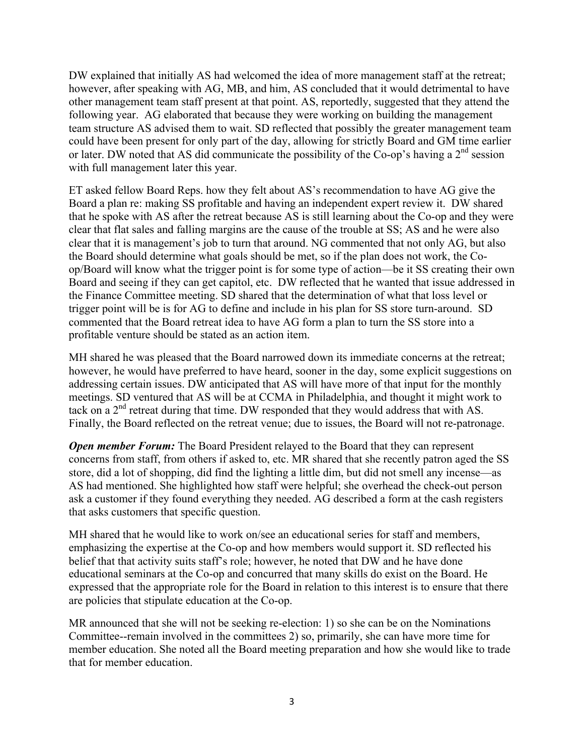DW explained that initially AS had welcomed the idea of more management staff at the retreat; however, after speaking with AG, MB, and him, AS concluded that it would detrimental to have other management team staff present at that point. AS, reportedly, suggested that they attend the following year. AG elaborated that because they were working on building the management team structure AS advised them to wait. SD reflected that possibly the greater management team could have been present for only part of the day, allowing for strictly Board and GM time earlier or later. DW noted that AS did communicate the possibility of the Co-op's having a 2nd session with full management later this year.

ET asked fellow Board Reps. how they felt about AS's recommendation to have AG give the Board a plan re: making SS profitable and having an independent expert review it. DW shared that he spoke with AS after the retreat because AS is still learning about the Co-op and they were clear that flat sales and falling margins are the cause of the trouble at SS; AS and he were also clear that it is management's job to turn that around. NG commented that not only AG, but also the Board should determine what goals should be met, so if the plan does not work, the Co-op/Board will know what the trigger point is for some type of action—be it SS creating their own Board and seeing if they can get capitol, etc. DW reflected that he wanted that issue addressed in the Finance Committee meeting. SD shared that the determination of what that loss level or trigger point will be is for AG to define and include in his plan for SS store turn-around. SD commented that the Board retreat idea to have AG form a plan to turn the SS store into a profitable venture should be stated as an action item.

MH shared he was pleased that the Board narrowed down its immediate concerns at the retreat; however, he would have preferred to have heard, sooner in the day, some explicit suggestions on addressing certain issues. DW anticipated that AS will have more of that input for the monthly meetings. SD ventured that AS will be at CCMA in Philadelphia, and thought it might work to tack on a 2nd retreat during that time. DW responded that they would address that with AS. Finally, the Board reflected on the retreat venue; due to issues, the Board will not re-patronage.

***Open member Forum:*** The Board President relayed to the Board that they can represent concerns from staff, from others if asked to, etc. MR shared that she recently patron aged the SS store, did a lot of shopping, did find the lighting a little dim, but did not smell any incense—as AS had mentioned. She highlighted how staff were helpful; she overhead the check-out person ask a customer if they found everything they needed. AG described a form at the cash registers that asks customers that specific question.

MH shared that he would like to work on/see an educational series for staff and members, emphasizing the expertise at the Co-op and how members would support it. SD reflected his belief that that activity suits staff's role; however, he noted that DW and he have done educational seminars at the Co-op and concurred that many skills do exist on the Board. He expressed that the appropriate role for the Board in relation to this interest is to ensure that there are policies that stipulate education at the Co-op.

MR announced that she will not be seeking re-election: 1) so she can be on the Nominations Committee--remain involved in the committees 2) so, primarily, she can have more time for member education. She noted all the Board meeting preparation and how she would like to trade that for member education.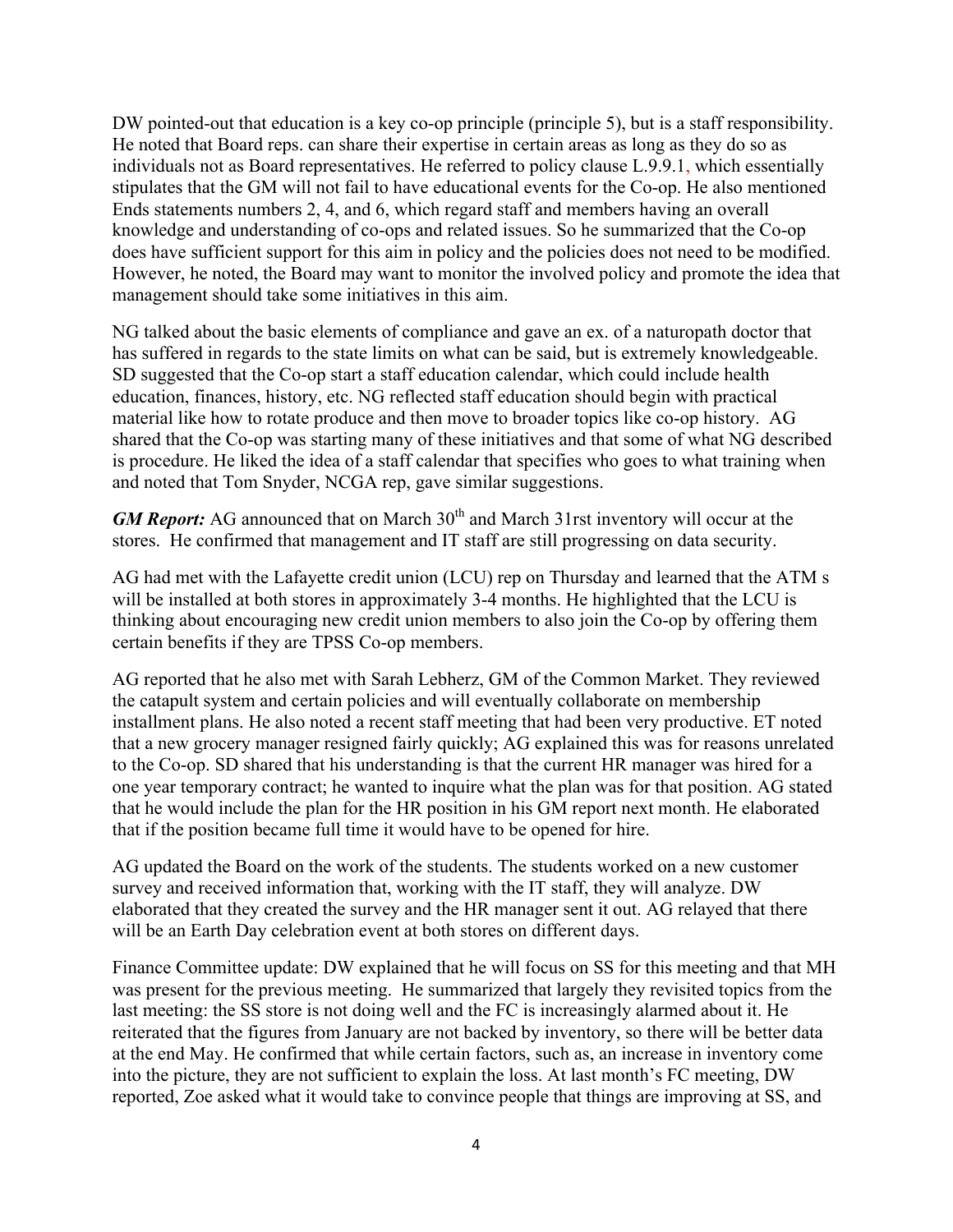DW pointed-out that education is a key co-op principle (principle 5), but is a staff responsibility. He noted that Board reps. can share their expertise in certain areas as long as they do so as individuals not as Board representatives. He referred to policy clause L.9.9.1, which essentially stipulates that the GM will not fail to have educational events for the Co-op. He also mentioned Ends statements numbers 2, 4, and 6, which regard staff and members having an overall knowledge and understanding of co-ops and related issues. So he summarized that the Co-op does have sufficient support for this aim in policy and the policies does not need to be modified. However, he noted, the Board may want to monitor the involved policy and promote the idea that management should take some initiatives in this aim.

NG talked about the basic elements of compliance and gave an ex. of a naturopath doctor that has suffered in regards to the state limits on what can be said, but is extremely knowledgeable. SD suggested that the Co-op start a staff education calendar, which could include health education, finances, history, etc. NG reflected staff education should begin with practical material like how to rotate produce and then move to broader topics like co-op history. AG shared that the Co-op was starting many of these initiatives and that some of what NG described is procedure. He liked the idea of a staff calendar that specifies who goes to what training when and noted that Tom Snyder, NCGA rep, gave similar suggestions.

***GM Report:*** AG announced that on March 30th and March 31rst inventory will occur at the stores. He confirmed that management and IT staff are still progressing on data security.

AG had met with the Lafayette credit union (LCU) rep on Thursday and learned that the ATM s will be installed at both stores in approximately 3-4 months. He highlighted that the LCU is thinking about encouraging new credit union members to also join the Co-op by offering them certain benefits if they are TPSS Co-op members.

AG reported that he also met with Sarah Lebherz, GM of the Common Market. They reviewed the catapult system and certain policies and will eventually collaborate on membership installment plans. He also noted a recent staff meeting that had been very productive. ET noted that a new grocery manager resigned fairly quickly; AG explained this was for reasons unrelated to the Co-op. SD shared that his understanding is that the current HR manager was hired for a one year temporary contract; he wanted to inquire what the plan was for that position. AG stated that he would include the plan for the HR position in his GM report next month. He elaborated that if the position became full time it would have to be opened for hire.

AG updated the Board on the work of the students. The students worked on a new customer survey and received information that, working with the IT staff, they will analyze. DW elaborated that they created the survey and the HR manager sent it out. AG relayed that there will be an Earth Day celebration event at both stores on different days.

Finance Committee update: DW explained that he will focus on SS for this meeting and that MH was present for the previous meeting. He summarized that largely they revisited topics from the last meeting: the SS store is not doing well and the FC is increasingly alarmed about it. He reiterated that the figures from January are not backed by inventory, so there will be better data at the end May. He confirmed that while certain factors, such as, an increase in inventory come into the picture, they are not sufficient to explain the loss. At last month's FC meeting, DW reported, Zoe asked what it would take to convince people that things are improving at SS, and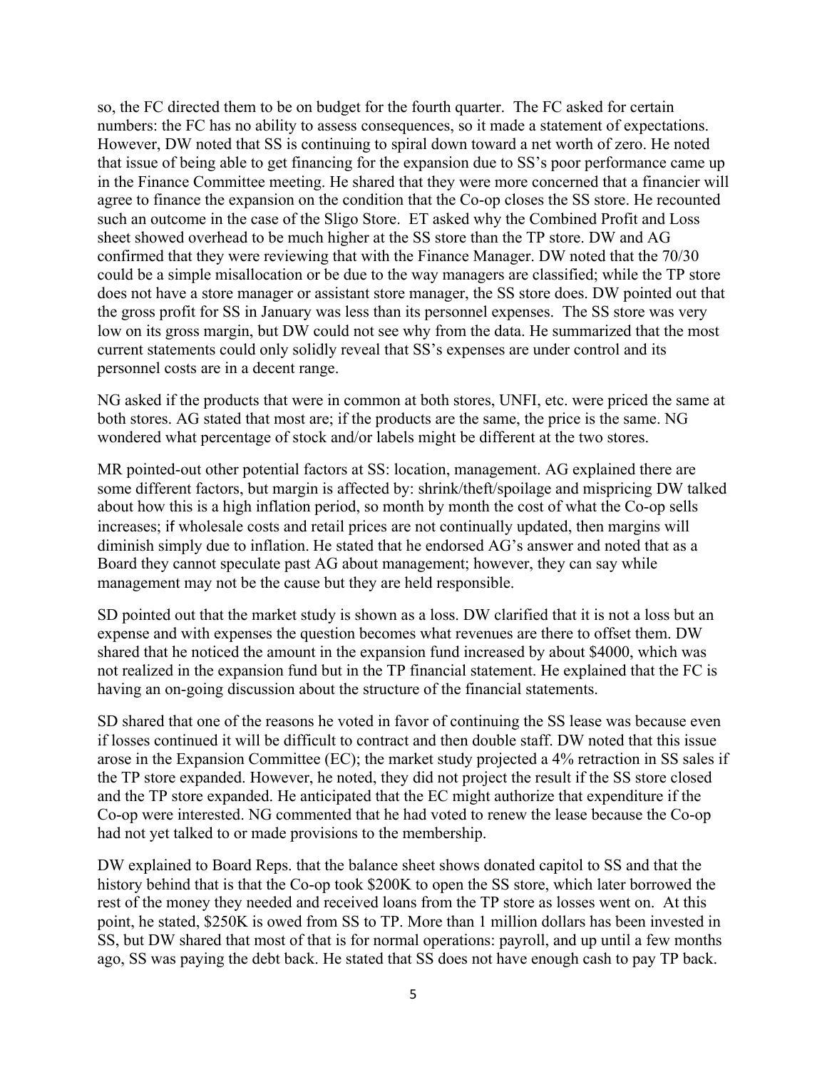so, the FC directed them to be on budget for the fourth quarter. The FC asked for certain numbers: the FC has no ability to assess consequences, so it made a statement of expectations. However, DW noted that SS is continuing to spiral down toward a net worth of zero. He noted that issue of being able to get financing for the expansion due to SS's poor performance came up in the Finance Committee meeting. He shared that they were more concerned that a financier will agree to finance the expansion on the condition that the Co-op closes the SS store. He recounted such an outcome in the case of the Sligo Store. ET asked why the Combined Profit and Loss sheet showed overhead to be much higher at the SS store than the TP store. DW and AG confirmed that they were reviewing that with the Finance Manager. DW noted that the 70/30 could be a simple misallocation or be due to the way managers are classified; while the TP store does not have a store manager or assistant store manager, the SS store does. DW pointed out that the gross profit for SS in January was less than its personnel expenses. The SS store was very low on its gross margin, but DW could not see why from the data. He summarized that the most current statements could only solidly reveal that SS's expenses are under control and its personnel costs are in a decent range.

NG asked if the products that were in common at both stores, UNFI, etc. were priced the same at both stores. AG stated that most are; if the products are the same, the price is the same. NG wondered what percentage of stock and/or labels might be different at the two stores.

MR pointed-out other potential factors at SS: location, management. AG explained there are some different factors, but margin is affected by: shrink/theft/spoilage and mispricing DW talked about how this is a high inflation period, so month by month the cost of what the Co-op sells increases; if wholesale costs and retail prices are not continually updated, then margins will diminish simply due to inflation. He stated that he endorsed AG's answer and noted that as a Board they cannot speculate past AG about management; however, they can say while management may not be the cause but they are held responsible.

SD pointed out that the market study is shown as a loss. DW clarified that it is not a loss but an expense and with expenses the question becomes what revenues are there to offset them. DW shared that he noticed the amount in the expansion fund increased by about $4000, which was not realized in the expansion fund but in the TP financial statement. He explained that the FC is having an on-going discussion about the structure of the financial statements.

SD shared that one of the reasons he voted in favor of continuing the SS lease was because even if losses continued it will be difficult to contract and then double staff. DW noted that this issue arose in the Expansion Committee (EC); the market study projected a 4% retraction in SS sales if the TP store expanded. However, he noted, they did not project the result if the SS store closed and the TP store expanded. He anticipated that the EC might authorize that expenditure if the Co-op were interested. NG commented that he had voted to renew the lease because the Co-op had not yet talked to or made provisions to the membership.

DW explained to Board Reps. that the balance sheet shows donated capitol to SS and that the history behind that is that the Co-op took $200K to open the SS store, which later borrowed the rest of the money they needed and received loans from the TP store as losses went on. At this point, he stated, $250K is owed from SS to TP. More than 1 million dollars has been invested in SS, but DW shared that most of that is for normal operations: payroll, and up until a few months ago, SS was paying the debt back. He stated that SS does not have enough cash to pay TP back.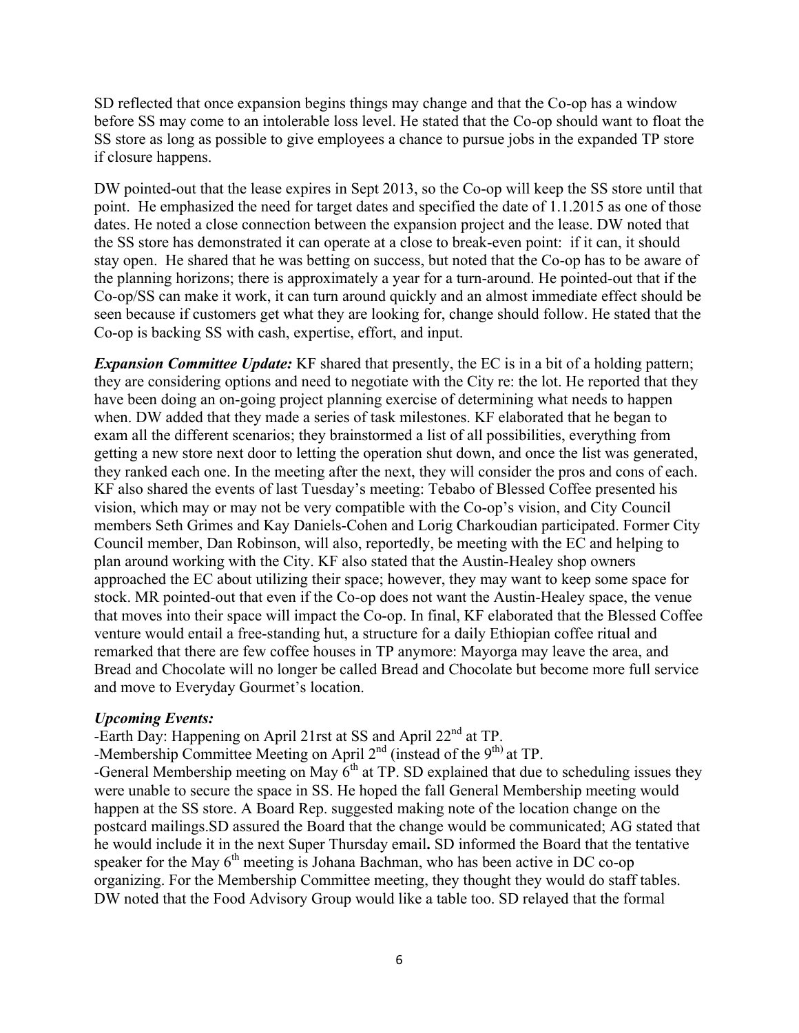SD reflected that once expansion begins things may change and that the Co-op has a window before SS may come to an intolerable loss level. He stated that the Co-op should want to float the SS store as long as possible to give employees a chance to pursue jobs in the expanded TP store if closure happens.

DW pointed-out that the lease expires in Sept 2013, so the Co-op will keep the SS store until that point. He emphasized the need for target dates and specified the date of 1.1.2015 as one of those dates. He noted a close connection between the expansion project and the lease. DW noted that the SS store has demonstrated it can operate at a close to break-even point: if it can, it should stay open. He shared that he was betting on success, but noted that the Co-op has to be aware of the planning horizons; there is approximately a year for a turn-around. He pointed-out that if the Co-op/SS can make it work, it can turn around quickly and an almost immediate effect should be seen because if customers get what they are looking for, change should follow. He stated that the Co-op is backing SS with cash, expertise, effort, and input.

***Expansion Committee Update:*** KF shared that presently, the EC is in a bit of a holding pattern; they are considering options and need to negotiate with the City re: the lot. He reported that they have been doing an on-going project planning exercise of determining what needs to happen when. DW added that they made a series of task milestones. KF elaborated that he began to exam all the different scenarios; they brainstormed a list of all possibilities, everything from getting a new store next door to letting the operation shut down, and once the list was generated, they ranked each one. In the meeting after the next, they will consider the pros and cons of each. KF also shared the events of last Tuesday's meeting: Tebabo of Blessed Coffee presented his vision, which may or may not be very compatible with the Co-op's vision, and City Council members Seth Grimes and Kay Daniels-Cohen and Lorig Charkoudian participated. Former City Council member, Dan Robinson, will also, reportedly, be meeting with the EC and helping to plan around working with the City. KF also stated that the Austin-Healey shop owners approached the EC about utilizing their space; however, they may want to keep some space for stock. MR pointed-out that even if the Co-op does not want the Austin-Healey space, the venue that moves into their space will impact the Co-op. In final, KF elaborated that the Blessed Coffee venture would entail a free-standing hut, a structure for a daily Ethiopian coffee ritual and remarked that there are few coffee houses in TP anymore: Mayorga may leave the area, and Bread and Chocolate will no longer be called Bread and Chocolate but become more full service and move to Everyday Gourmet's location.

***Upcoming Events:***

-Earth Day: Happening on April 21rst at SS and April 22nd at TP.

-Membership Committee Meeting on April 2nd (instead of the 9th) at TP.

-General Membership meeting on May 6th at TP. SD explained that due to scheduling issues they were unable to secure the space in SS. He hoped the fall General Membership meeting would happen at the SS store. A Board Rep. suggested making note of the location change on the postcard mailings.SD assured the Board that the change would be communicated; AG stated that he would include it in the next Super Thursday email**.** SD informed the Board that the tentative speaker for the May 6th meeting is Johana Bachman, who has been active in DC co-op organizing. For the Membership Committee meeting, they thought they would do staff tables. DW noted that the Food Advisory Group would like a table too. SD relayed that the formal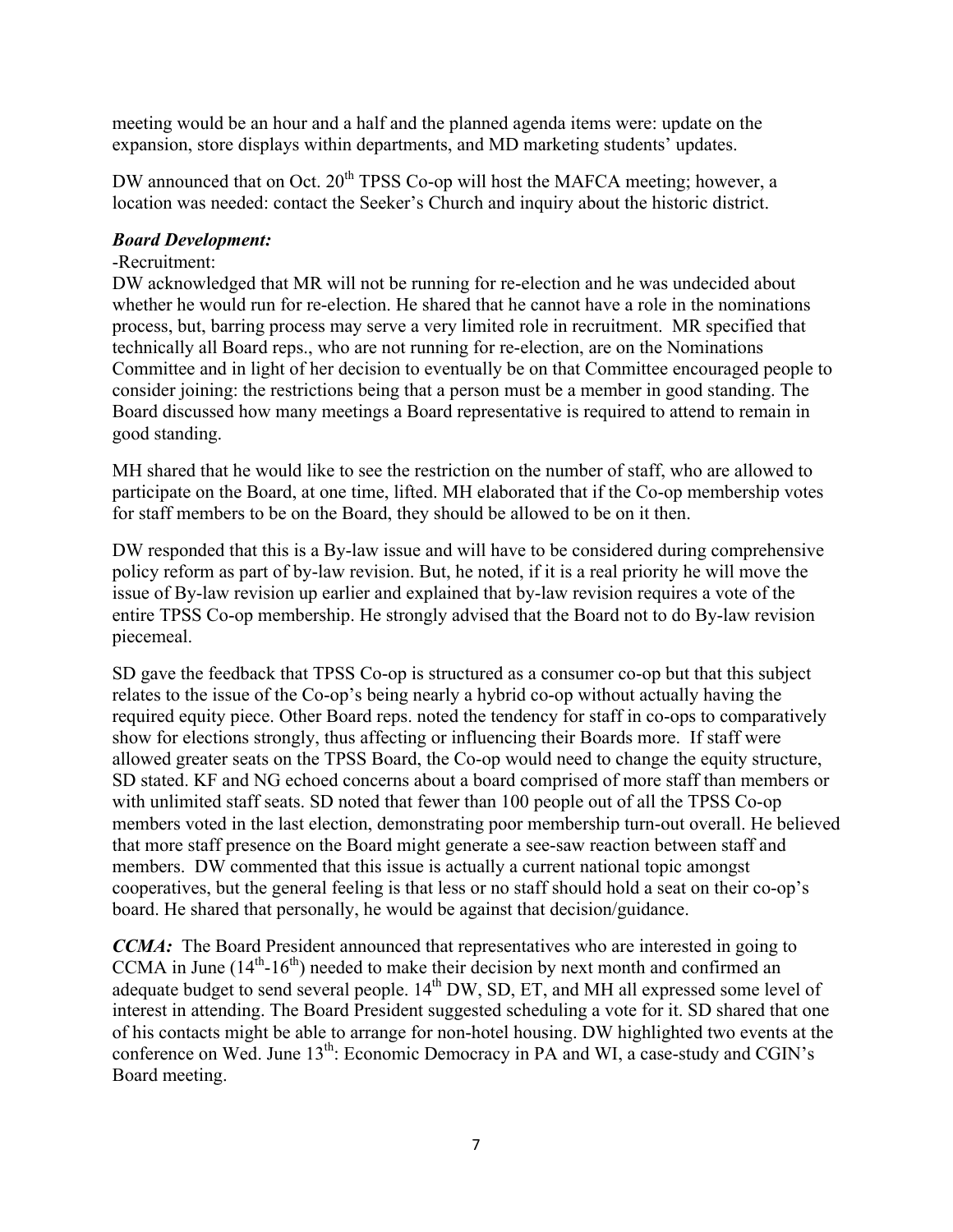meeting would be an hour and a half and the planned agenda items were: update on the expansion, store displays within departments, and MD marketing students' updates.

DW announced that on Oct. 20th TPSS Co-op will host the MAFCA meeting; however, a location was needed: contact the Seeker's Church and inquiry about the historic district.

***Board Development:***

-Recruitment:

DW acknowledged that MR will not be running for re-election and he was undecided about whether he would run for re-election. He shared that he cannot have a role in the nominations process, but, barring process may serve a very limited role in recruitment. MR specified that technically all Board reps., who are not running for re-election, are on the Nominations Committee and in light of her decision to eventually be on that Committee encouraged people to consider joining: the restrictions being that a person must be a member in good standing. The Board discussed how many meetings a Board representative is required to attend to remain in good standing.

MH shared that he would like to see the restriction on the number of staff, who are allowed to participate on the Board, at one time, lifted. MH elaborated that if the Co-op membership votes for staff members to be on the Board, they should be allowed to be on it then.

DW responded that this is a By-law issue and will have to be considered during comprehensive policy reform as part of by-law revision. But, he noted, if it is a real priority he will move the issue of By-law revision up earlier and explained that by-law revision requires a vote of the entire TPSS Co-op membership. He strongly advised that the Board not to do By-law revision piecemeal.

SD gave the feedback that TPSS Co-op is structured as a consumer co-op but that this subject relates to the issue of the Co-op's being nearly a hybrid co-op without actually having the required equity piece. Other Board reps. noted the tendency for staff in co-ops to comparatively show for elections strongly, thus affecting or influencing their Boards more. If staff were allowed greater seats on the TPSS Board, the Co-op would need to change the equity structure, SD stated. KF and NG echoed concerns about a board comprised of more staff than members or with unlimited staff seats. SD noted that fewer than 100 people out of all the TPSS Co-op members voted in the last election, demonstrating poor membership turn-out overall. He believed that more staff presence on the Board might generate a see-saw reaction between staff and members. DW commented that this issue is actually a current national topic amongst cooperatives, but the general feeling is that less or no staff should hold a seat on their co-op's board. He shared that personally, he would be against that decision/guidance.

***CCMA:*** The Board President announced that representatives who are interested in going to CCMA in June (14th-16th) needed to make their decision by next month and confirmed an adequate budget to send several people. 14th DW, SD, ET, and MH all expressed some level of interest in attending. The Board President suggested scheduling a vote for it. SD shared that one of his contacts might be able to arrange for non-hotel housing. DW highlighted two events at the conference on Wed. June 13th: Economic Democracy in PA and WI, a case-study and CGIN's Board meeting.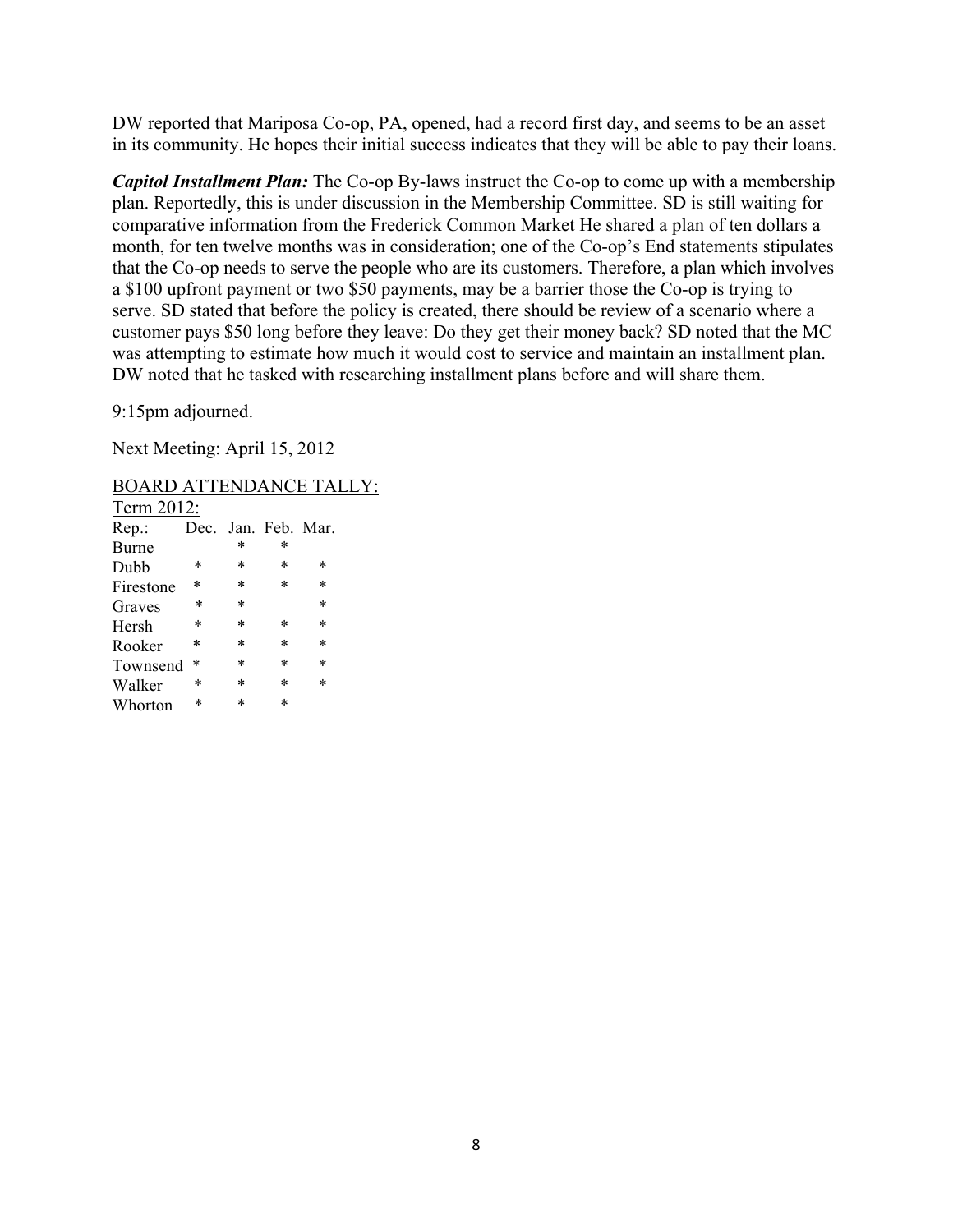DW reported that Mariposa Co-op, PA, opened, had a record first day, and seems to be an asset in its community. He hopes their initial success indicates that they will be able to pay their loans.

***Capitol Installment Plan:*** The Co-op By-laws instruct the Co-op to come up with a membership plan. Reportedly, this is under discussion in the Membership Committee. SD is still waiting for comparative information from the Frederick Common Market He shared a plan of ten dollars a month, for ten twelve months was in consideration; one of the Co-op's End statements stipulates that the Co-op needs to serve the people who are its customers. Therefore, a plan which involves a $100 upfront payment or two $50 payments, may be a barrier those the Co-op is trying to serve. SD stated that before the policy is created, there should be review of a scenario where a customer pays $50 long before they leave: Do they get their money back? SD noted that the MC was attempting to estimate how much it would cost to service and maintain an installment plan. DW noted that he tasked with researching installment plans before and will share them.

9:15pm adjourned.

Next Meeting: April 15, 2012

BOARD ATTENDANCE TALLY:

Term 2012:

| Rep.: | Dec. | Jan. | Feb. | Mar. |
|---|---|---|---|---|
| Burne | | * | * | |
| Dubb | * | * | * | * |
| Firestone | * | * | * | * |
| Graves | * | * | | * |
| Hersh | * | * | * | * |
| Rooker | * | * | * | * |
| Townsend | * | * | * | * |
| Walker | * | * | * | * |
| Whorton | * | * | * | |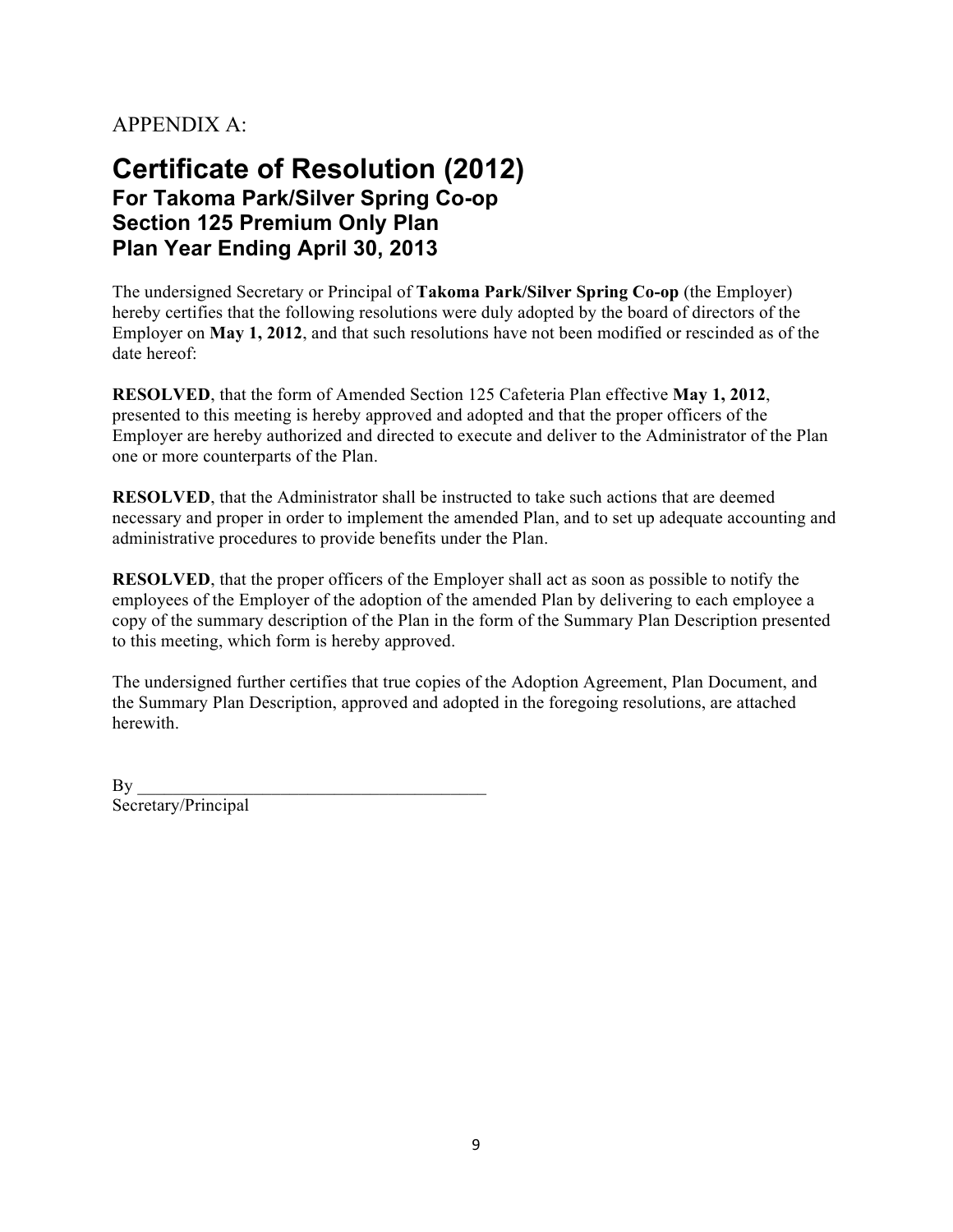APPENDIX A:

# Certificate of Resolution (2012)
## For Takoma Park/Silver Spring Co-op
## Section 125 Premium Only Plan
## Plan Year Ending April 30, 2013

The undersigned Secretary or Principal of **Takoma Park/Silver Spring Co-op** (the Employer) hereby certifies that the following resolutions were duly adopted by the board of directors of the Employer on **May 1, 2012**, and that such resolutions have not been modified or rescinded as of the date hereof:

**RESOLVED**, that the form of Amended Section 125 Cafeteria Plan effective **May 1, 2012**, presented to this meeting is hereby approved and adopted and that the proper officers of the Employer are hereby authorized and directed to execute and deliver to the Administrator of the Plan one or more counterparts of the Plan.

**RESOLVED**, that the Administrator shall be instructed to take such actions that are deemed necessary and proper in order to implement the amended Plan, and to set up adequate accounting and administrative procedures to provide benefits under the Plan.

**RESOLVED**, that the proper officers of the Employer shall act as soon as possible to notify the employees of the Employer of the adoption of the amended Plan by delivering to each employee a copy of the summary description of the Plan in the form of the Summary Plan Description presented to this meeting, which form is hereby approved.

The undersigned further certifies that true copies of the Adoption Agreement, Plan Document, and the Summary Plan Description, approved and adopted in the foregoing resolutions, are attached herewith.

By ________________________________________
Secretary/Principal